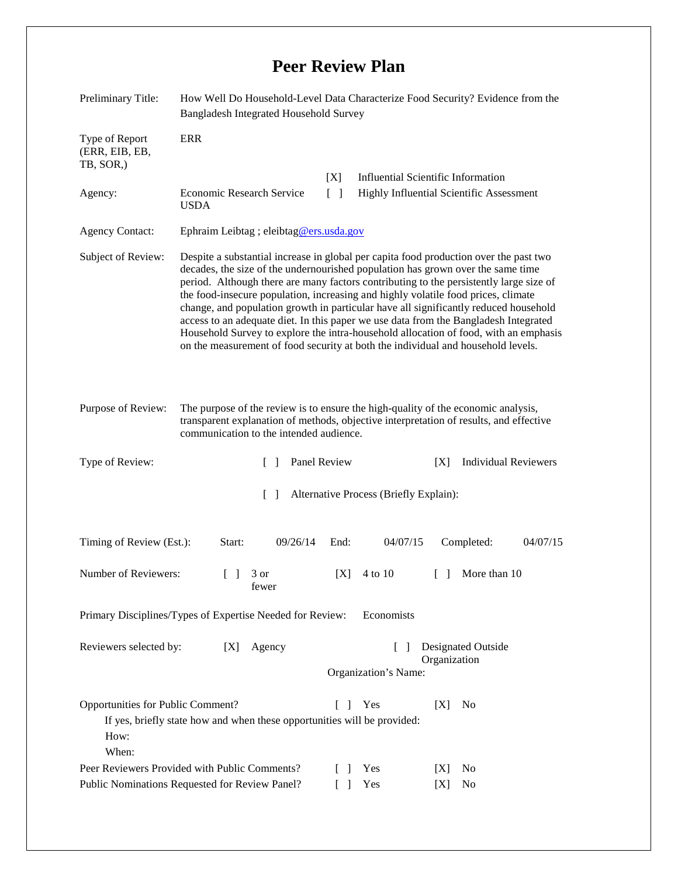# Peer Review Plan

| | |
|---|---|
| Preliminary Title: | How Well Do Household-Level Data Characterize Food Security? Evidence from the Bangladesh Integrated Household Survey |
| Type of Report (ERR, EIB, EB, TB, SOR,) | ERR |
| Agency: | Economic Research Service USDA |
| | [X] Influential Scientific Information |
| | [ ] Highly Influential Scientific Assessment |
| Agency Contact: | Ephraim Leibtag ; eleibtag@ers.usda.gov |
| Subject of Review: | Despite a substantial increase in global per capita food production over the past two decades, the size of the undernourished population has grown over the same time period. Although there are many factors contributing to the persistently large size of the food-insecure population, increasing and highly volatile food prices, climate change, and population growth in particular have all significantly reduced household access to an adequate diet. In this paper we use data from the Bangladesh Integrated Household Survey to explore the intra-household allocation of food, with an emphasis on the measurement of food security at both the individual and household levels. |
| Purpose of Review: | The purpose of the review is to ensure the high-quality of the economic analysis, transparent explanation of methods, objective interpretation of results, and effective communication to the intended audience. |

Type of Review: [ ] Panel Review [X] Individual Reviewers

[ ] Alternative Process (Briefly Explain):

Timing of Review (Est.): Start: 09/26/14 End: 04/07/15 Completed: 04/07/15

Number of Reviewers: [ ] 3 or fewer [X] 4 to 10 [ ] More than 10

Primary Disciplines/Types of Expertise Needed for Review: Economists

Reviewers selected by: [X] Agency [ ] Designated Outside Organization

Organization's Name:

Opportunities for Public Comment? [ ] Yes [X] No

If yes, briefly state how and when these opportunities will be provided:

How:

When:

Peer Reviewers Provided with Public Comments? [ ] Yes [X] No

Public Nominations Requested for Review Panel? [ ] Yes [X] No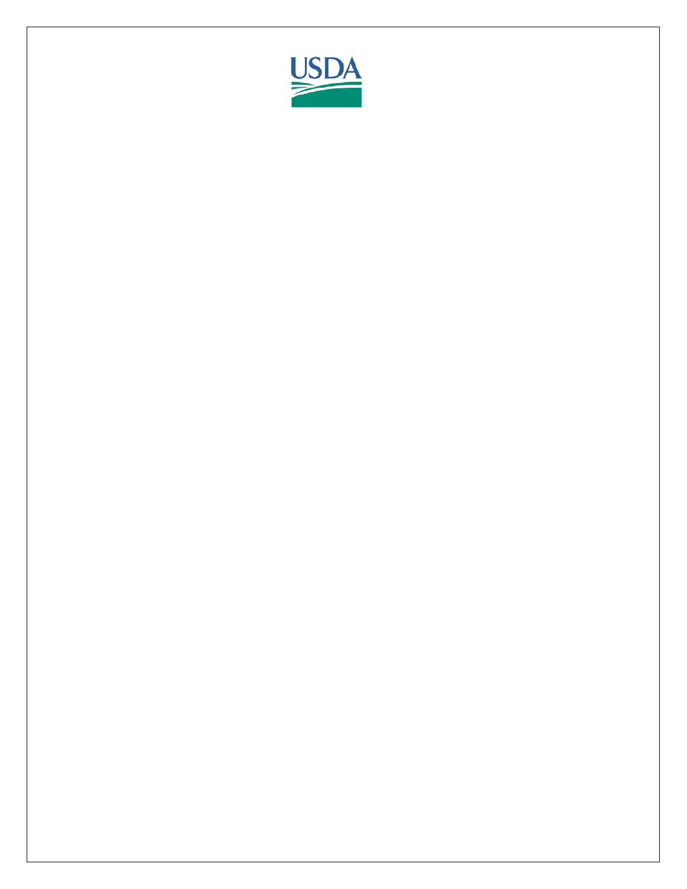USDA